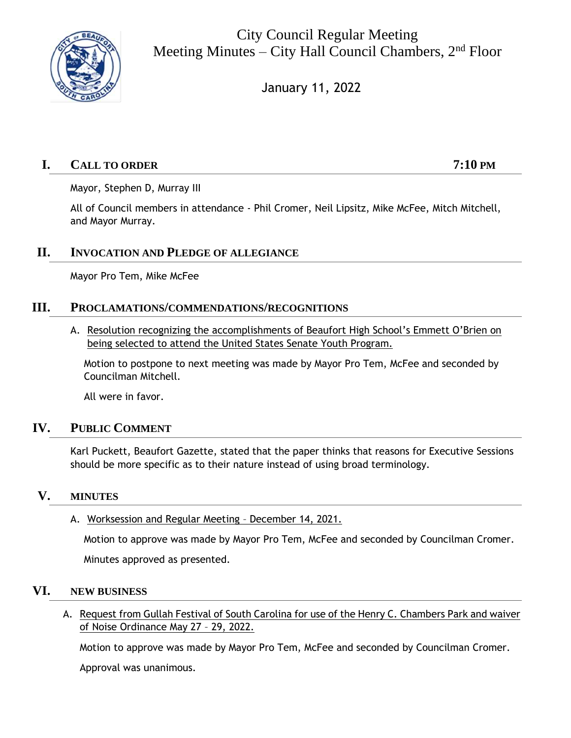# City Council Regular Meeting
## Meeting Minutes – City Hall Council Chambers, 2nd Floor

January 11, 2022

## I. CALL TO ORDER — 7:10 PM

Mayor, Stephen D, Murray III

All of Council members in attendance - Phil Cromer, Neil Lipsitz, Mike McFee, Mitch Mitchell, and Mayor Murray.

## II. INVOCATION AND PLEDGE OF ALLEGIANCE

Mayor Pro Tem, Mike McFee

## III. PROCLAMATIONS/COMMENDATIONS/RECOGNITIONS

A. Resolution recognizing the accomplishments of Beaufort High School's Emmett O'Brien on being selected to attend the United States Senate Youth Program.

Motion to postpone to next meeting was made by Mayor Pro Tem, McFee and seconded by Councilman Mitchell.

All were in favor.

## IV. PUBLIC COMMENT

Karl Puckett, Beaufort Gazette, stated that the paper thinks that reasons for Executive Sessions should be more specific as to their nature instead of using broad terminology.

## V. MINUTES

A. Worksession and Regular Meeting – December 14, 2021.

Motion to approve was made by Mayor Pro Tem, McFee and seconded by Councilman Cromer.

Minutes approved as presented.

## VI. NEW BUSINESS

A. Request from Gullah Festival of South Carolina for use of the Henry C. Chambers Park and waiver of Noise Ordinance May 27 – 29, 2022.

Motion to approve was made by Mayor Pro Tem, McFee and seconded by Councilman Cromer.

Approval was unanimous.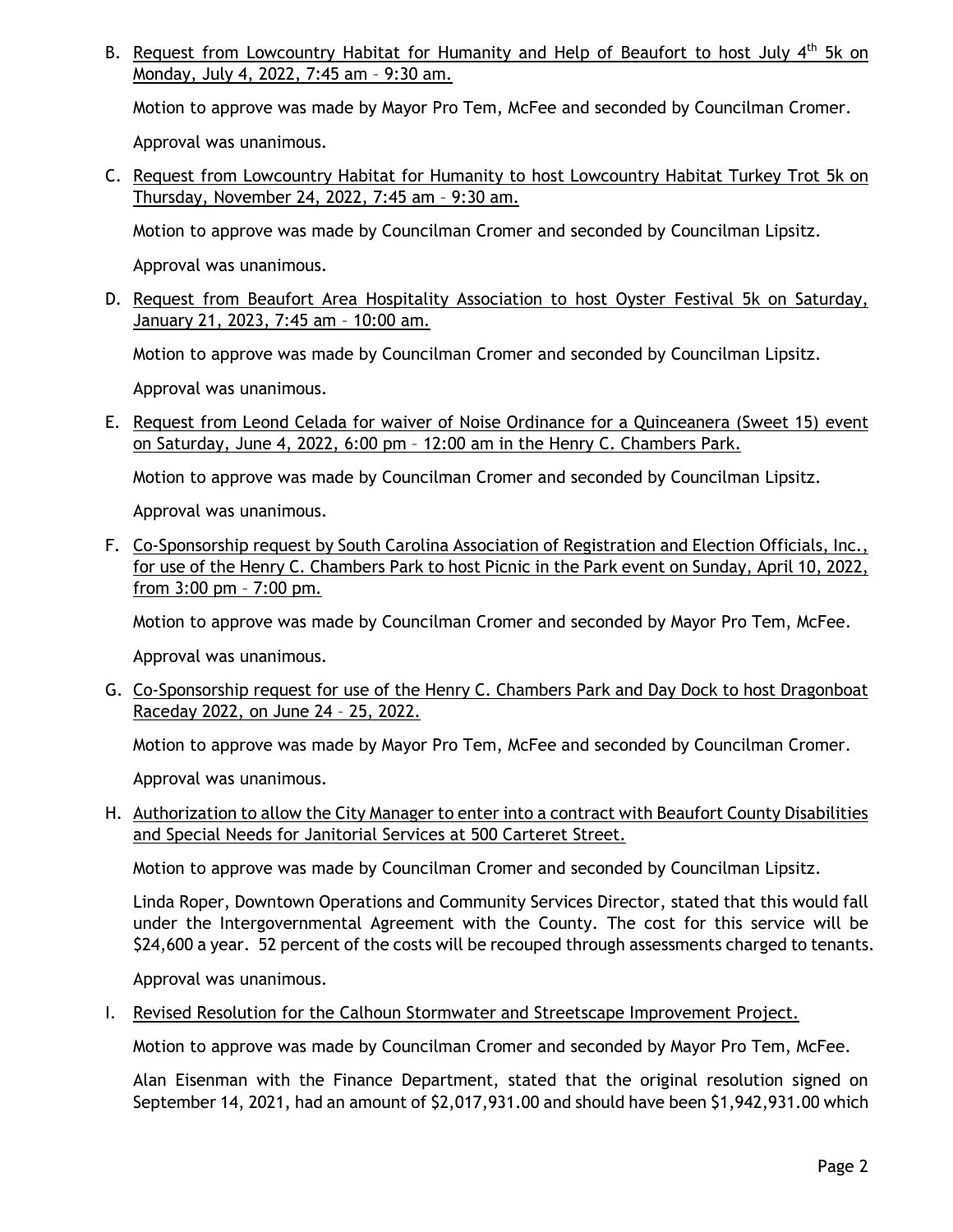B. Request from Lowcountry Habitat for Humanity and Help of Beaufort to host July 4th 5k on Monday, July 4, 2022, 7:45 am – 9:30 am.

Motion to approve was made by Mayor Pro Tem, McFee and seconded by Councilman Cromer.

Approval was unanimous.

C. Request from Lowcountry Habitat for Humanity to host Lowcountry Habitat Turkey Trot 5k on Thursday, November 24, 2022, 7:45 am – 9:30 am.

Motion to approve was made by Councilman Cromer and seconded by Councilman Lipsitz.

Approval was unanimous.

D. Request from Beaufort Area Hospitality Association to host Oyster Festival 5k on Saturday, January 21, 2023, 7:45 am – 10:00 am.

Motion to approve was made by Councilman Cromer and seconded by Councilman Lipsitz.

Approval was unanimous.

E. Request from Leond Celada for waiver of Noise Ordinance for a Quinceanera (Sweet 15) event on Saturday, June 4, 2022, 6:00 pm – 12:00 am in the Henry C. Chambers Park.

Motion to approve was made by Councilman Cromer and seconded by Councilman Lipsitz.

Approval was unanimous.

F. Co-Sponsorship request by South Carolina Association of Registration and Election Officials, Inc., for use of the Henry C. Chambers Park to host Picnic in the Park event on Sunday, April 10, 2022, from 3:00 pm – 7:00 pm.

Motion to approve was made by Councilman Cromer and seconded by Mayor Pro Tem, McFee.

Approval was unanimous.

G. Co-Sponsorship request for use of the Henry C. Chambers Park and Day Dock to host Dragonboat Raceday 2022, on June 24 – 25, 2022.

Motion to approve was made by Mayor Pro Tem, McFee and seconded by Councilman Cromer.

Approval was unanimous.

H. Authorization to allow the City Manager to enter into a contract with Beaufort County Disabilities and Special Needs for Janitorial Services at 500 Carteret Street.

Motion to approve was made by Councilman Cromer and seconded by Councilman Lipsitz.

Linda Roper, Downtown Operations and Community Services Director, stated that this would fall under the Intergovernmental Agreement with the County. The cost for this service will be $24,600 a year. 52 percent of the costs will be recouped through assessments charged to tenants.

Approval was unanimous.

I. Revised Resolution for the Calhoun Stormwater and Streetscape Improvement Project.

Motion to approve was made by Councilman Cromer and seconded by Mayor Pro Tem, McFee.

Alan Eisenman with the Finance Department, stated that the original resolution signed on September 14, 2021, had an amount of $2,017,931.00 and should have been $1,942,931.00 which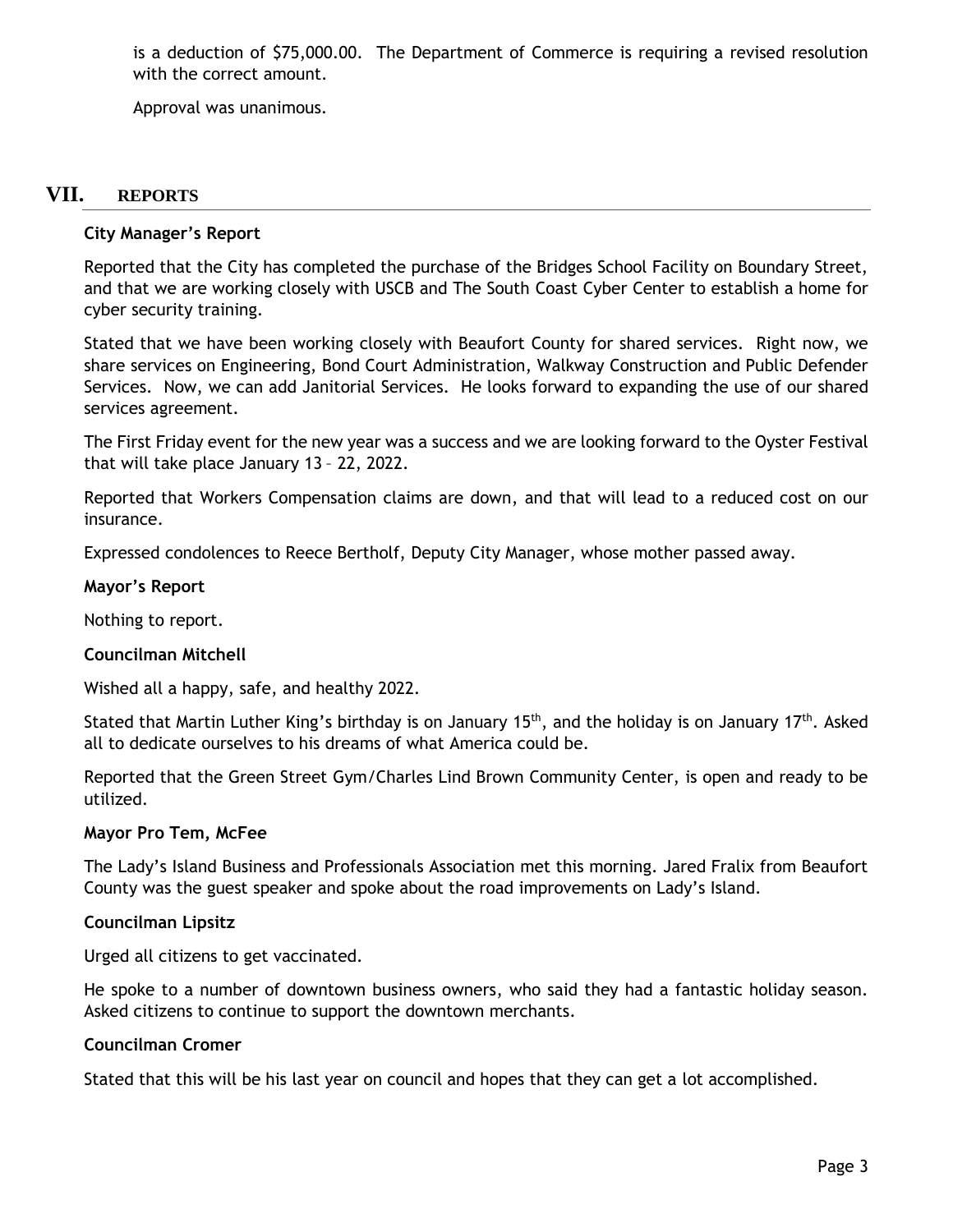is a deduction of $75,000.00. The Department of Commerce is requiring a revised resolution with the correct amount.

Approval was unanimous.

## VII. REPORTS

**City Manager's Report**

Reported that the City has completed the purchase of the Bridges School Facility on Boundary Street, and that we are working closely with USCB and The South Coast Cyber Center to establish a home for cyber security training.

Stated that we have been working closely with Beaufort County for shared services. Right now, we share services on Engineering, Bond Court Administration, Walkway Construction and Public Defender Services. Now, we can add Janitorial Services. He looks forward to expanding the use of our shared services agreement.

The First Friday event for the new year was a success and we are looking forward to the Oyster Festival that will take place January 13 – 22, 2022.

Reported that Workers Compensation claims are down, and that will lead to a reduced cost on our insurance.

Expressed condolences to Reece Bertholf, Deputy City Manager, whose mother passed away.

**Mayor's Report**

Nothing to report.

**Councilman Mitchell**

Wished all a happy, safe, and healthy 2022.

Stated that Martin Luther King's birthday is on January 15th, and the holiday is on January 17th. Asked all to dedicate ourselves to his dreams of what America could be.

Reported that the Green Street Gym/Charles Lind Brown Community Center, is open and ready to be utilized.

**Mayor Pro Tem, McFee**

The Lady's Island Business and Professionals Association met this morning. Jared Fralix from Beaufort County was the guest speaker and spoke about the road improvements on Lady's Island.

**Councilman Lipsitz**

Urged all citizens to get vaccinated.

He spoke to a number of downtown business owners, who said they had a fantastic holiday season. Asked citizens to continue to support the downtown merchants.

**Councilman Cromer**

Stated that this will be his last year on council and hopes that they can get a lot accomplished.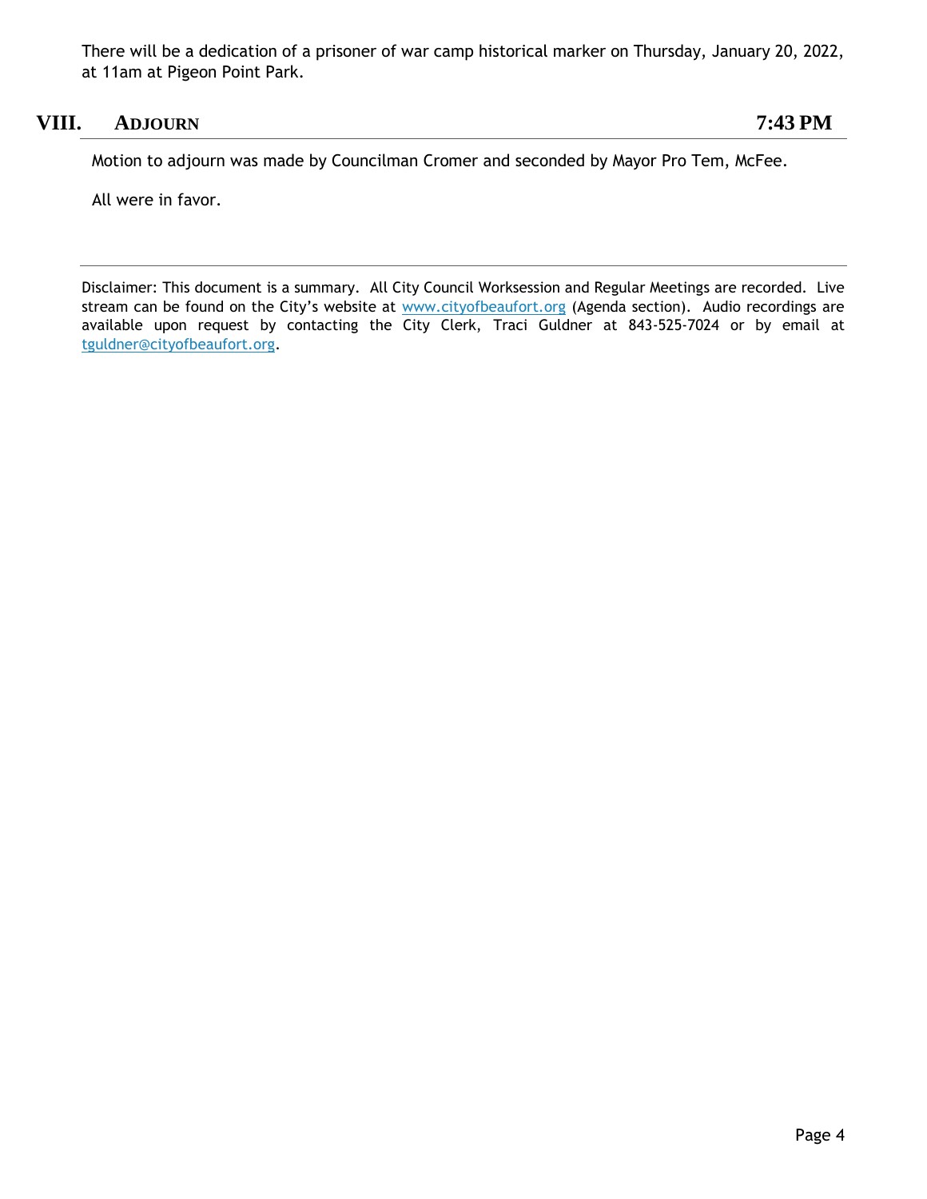There will be a dedication of a prisoner of war camp historical marker on Thursday, January 20, 2022, at 11am at Pigeon Point Park.

## VIII. ADJOURN 7:43 PM

Motion to adjourn was made by Councilman Cromer and seconded by Mayor Pro Tem, McFee.

All were in favor.

---

Disclaimer: This document is a summary. All City Council Worksession and Regular Meetings are recorded. Live stream can be found on the City's website at www.cityofbeaufort.org (Agenda section). Audio recordings are available upon request by contacting the City Clerk, Traci Guldner at 843-525-7024 or by email at tguldner@cityofbeaufort.org.